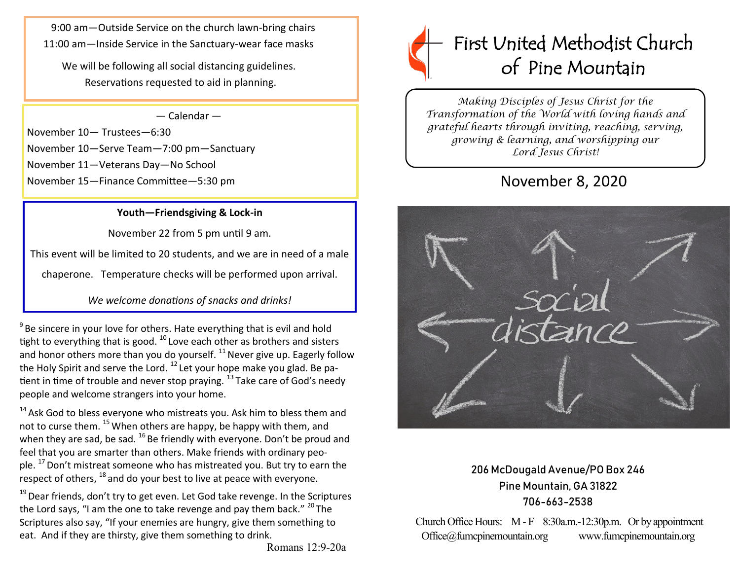9:00 am—Outside Service on the church lawn-bring chairs

11:00 am—Inside Service in the Sanctuary-wear face masks

We will be following all social distancing guidelines.

Reservations requested to aid in planning.

— Calendar —

November 10— Trustees—6:30

November 10—Serve Team—7:00 pm—Sanctuary

November 11—Veterans Day—No School

November 15—Finance Committee—5:30 pm

**Youth—Friendsgiving & Lock-in**

November 22 from 5 pm until 9 am.

This event will be limited to 20 students, and we are in need of a male chaperone. Temperature checks will be performed upon arrival.

*We welcome donations of snacks and drinks!*

[9] Be sincere in your love for others. Hate everything that is evil and hold tight to everything that is good. [10] Love each other as brothers and sisters and honor others more than you do yourself. [11] Never give up. Eagerly follow the Holy Spirit and serve the Lord. [12] Let your hope make you glad. Be patient in time of trouble and never stop praying. [13] Take care of God's needy people and welcome strangers into your home.

[14] Ask God to bless everyone who mistreats you. Ask him to bless them and not to curse them. [15] When others are happy, be happy with them, and when they are sad, be sad. [16] Be friendly with everyone. Don't be proud and feel that you are smarter than others. Make friends with ordinary people. [17] Don't mistreat someone who has mistreated you. But try to earn the respect of others, [18] and do your best to live at peace with everyone.

[19] Dear friends, don't try to get even. Let God take revenge. In the Scriptures the Lord says, "I am the one to take revenge and pay them back." [20] The Scriptures also say, "If your enemies are hungry, give them something to eat. And if they are thirsty, give them something to drink.

Romans 12:9-20a

# First United Methodist Church of Pine Mountain

*Making Disciples of Jesus Christ for the Transformation of the World with loving hands and grateful hearts through inviting, reaching, serving, growing & learning, and worshipping our Lord Jesus Christ!*

## November 8, 2020

206 McDougald Avenue/PO Box 246

Pine Mountain, GA 31822

706-663-2538

Church Office Hours: M - F 8:30a.m.-12:30p.m. Or by appointment

Office@fumcpinemountain.org www.fumcpinemountain.org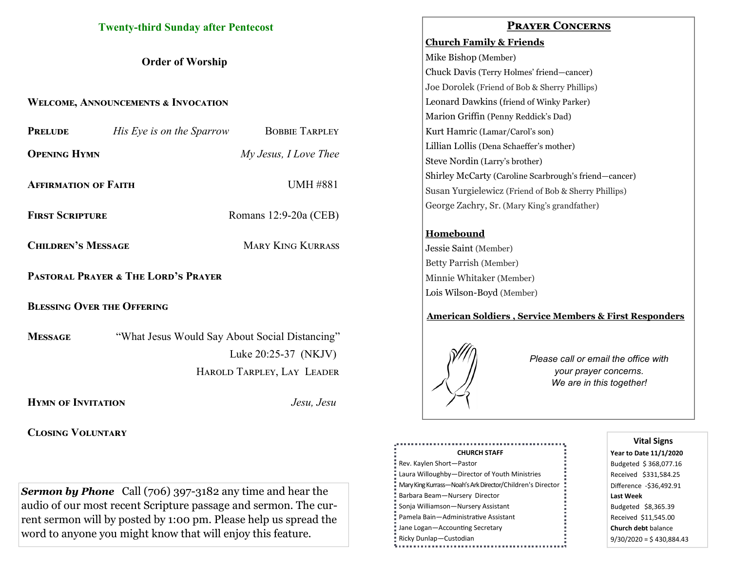## Twenty-third Sunday after Pentecost

### Order of Worship

**Welcome, Announcements & Invocation**

**Prelude** *His Eye is on the Sparrow* Bobbie Tarpley

**Opening Hymn** *My Jesus, I Love Thee*

**Affirmation of Faith** UMH #881

**First Scripture** Romans 12:9-20a (CEB)

**Children's Message** Mary King Kurrass

**Pastoral Prayer & The Lord's Prayer**

**Blessing Over the Offering**

**Message** "What Jesus Would Say About Social Distancing"
Luke 20:25-37 (NKJV)
Harold Tarpley, Lay Leader

**Hymn of Invitation** *Jesu, Jesu*

**Closing Voluntary**

***Sermon by Phone*** Call (706) 397-3182 any time and hear the audio of our most recent Scripture passage and sermon. The current sermon will by posted by 1:00 pm. Please help us spread the word to anyone you might know that will enjoy this feature.

## Prayer Concerns

**Church Family & Friends**

Mike Bishop (Member)
Chuck Davis (Terry Holmes' friend—cancer)
Joe Dorolek (Friend of Bob & Sherry Phillips)
Leonard Dawkins (friend of Winky Parker)
Marion Griffin (Penny Reddick's Dad)
Kurt Hamric (Lamar/Carol's son)
Lillian Lollis (Dena Schaeffer's mother)
Steve Nordin (Larry's brother)
Shirley McCarty (Caroline Scarbrough's friend—cancer)
Susan Yurgielewicz (Friend of Bob & Sherry Phillips)
George Zachry, Sr. (Mary King's grandfather)

**Homebound**

Jessie Saint (Member)
Betty Parrish (Member)
Minnie Whitaker (Member)
Lois Wilson-Boyd (Member)

**American Soldiers , Service Members & First Responders**

*Please call or email the office with your prayer concerns. We are in this together!*

**CHURCH STAFF**

Rev. Kaylen Short—Pastor
Laura Willoughby—Director of Youth Ministries
Mary King Kurrass—Noah's Ark Director/Children's Director
Barbara Beam—Nursery Director
Sonja Williamson—Nursery Assistant
Pamela Bain—Administrative Assistant
Jane Logan—Accounting Secretary
Ricky Dunlap—Custodian

**Vital Signs**

**Year to Date 11/1/2020**
Budgeted $ 368,077.16
Received $331,584.25
Difference -$36,492.91
**Last Week**
Budgeted $8,365.39
Received $11,545.00
**Church debt** balance
9/30/2020 = $ 430,884.43